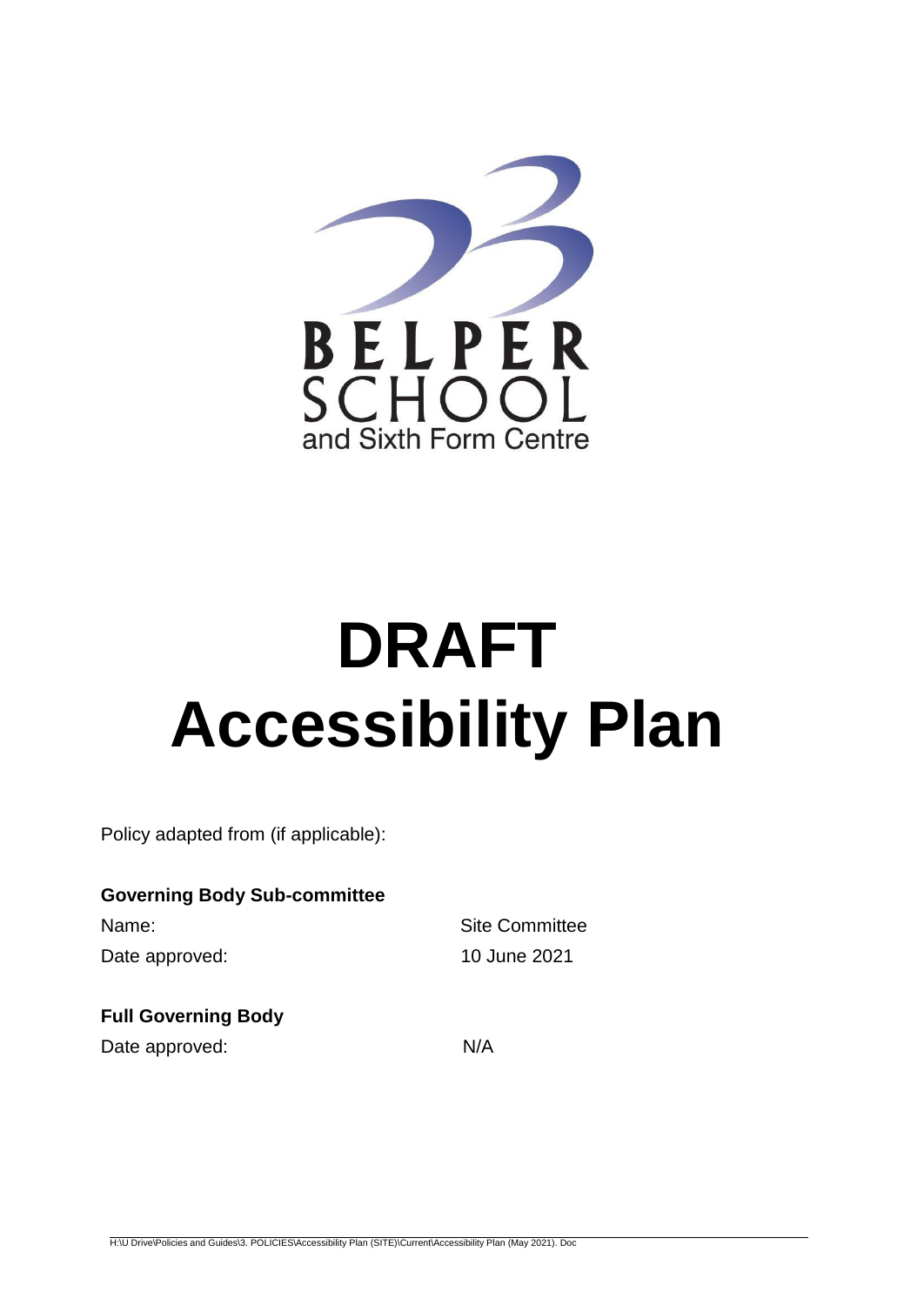BELPER SCHOOL
and Sixth Form Centre

# DRAFT
# Accessibility Plan

Policy adapted from (if applicable):

**Governing Body Sub-committee**

| | |
|---|---|
| Name: | Site Committee |
| Date approved: | 10 June 2021 |

**Full Governing Body**

| | |
|---|---|
| Date approved: | N/A |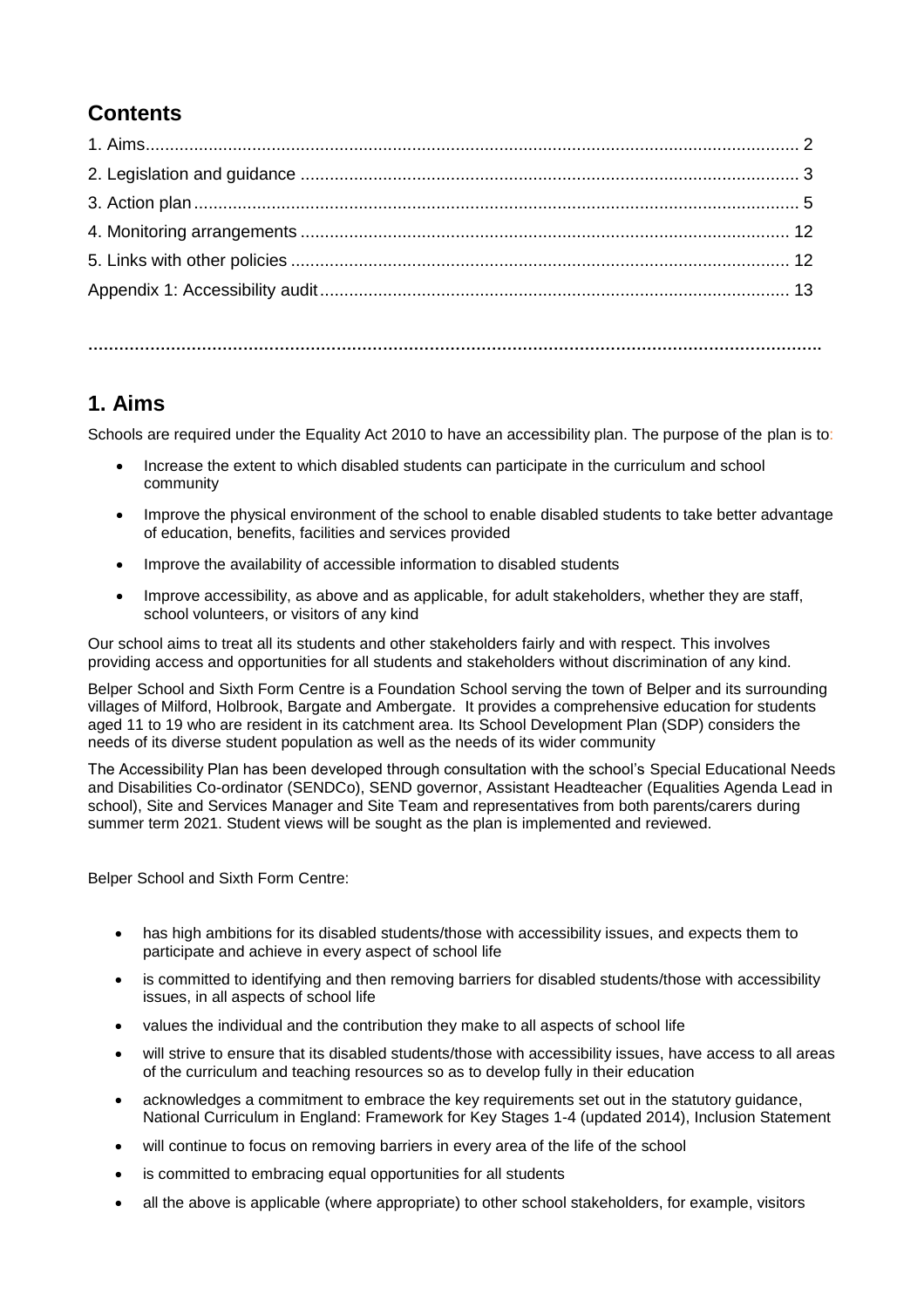## Contents

1. Aims....................................................................................................................................... 2
2. Legislation and guidance ....................................................................................................... 3
3. Action plan............................................................................................................................. 5
4. Monitoring arrangements .................................................................................................... 12
5. Links with other policies ....................................................................................................... 12
Appendix 1: Accessibility audit................................................................................................. 13

## 1. Aims

Schools are required under the Equality Act 2010 to have an accessibility plan. The purpose of the plan is to:

- Increase the extent to which disabled students can participate in the curriculum and school community
- Improve the physical environment of the school to enable disabled students to take better advantage of education, benefits, facilities and services provided
- Improve the availability of accessible information to disabled students
- Improve accessibility, as above and as applicable, for adult stakeholders, whether they are staff, school volunteers, or visitors of any kind

Our school aims to treat all its students and other stakeholders fairly and with respect. This involves providing access and opportunities for all students and stakeholders without discrimination of any kind.

Belper School and Sixth Form Centre is a Foundation School serving the town of Belper and its surrounding villages of Milford, Holbrook, Bargate and Ambergate. It provides a comprehensive education for students aged 11 to 19 who are resident in its catchment area. Its School Development Plan (SDP) considers the needs of its diverse student population as well as the needs of its wider community

The Accessibility Plan has been developed through consultation with the school's Special Educational Needs and Disabilities Co-ordinator (SENDCo), SEND governor, Assistant Headteacher (Equalities Agenda Lead in school), Site and Services Manager and Site Team and representatives from both parents/carers during summer term 2021. Student views will be sought as the plan is implemented and reviewed.

Belper School and Sixth Form Centre:

- has high ambitions for its disabled students/those with accessibility issues, and expects them to participate and achieve in every aspect of school life
- is committed to identifying and then removing barriers for disabled students/those with accessibility issues, in all aspects of school life
- values the individual and the contribution they make to all aspects of school life
- will strive to ensure that its disabled students/those with accessibility issues, have access to all areas of the curriculum and teaching resources so as to develop fully in their education
- acknowledges a commitment to embrace the key requirements set out in the statutory guidance, National Curriculum in England: Framework for Key Stages 1-4 (updated 2014), Inclusion Statement
- will continue to focus on removing barriers in every area of the life of the school
- is committed to embracing equal opportunities for all students
- all the above is applicable (where appropriate) to other school stakeholders, for example, visitors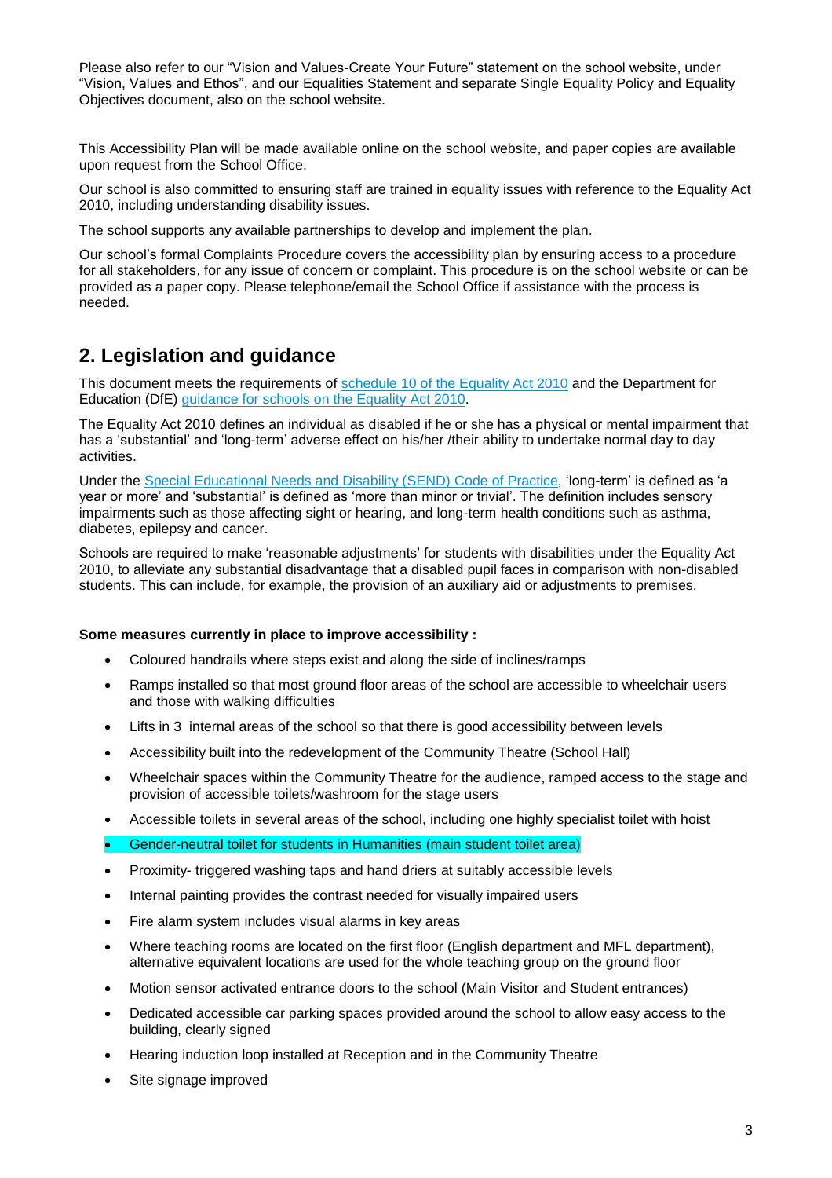Please also refer to our “Vision and Values-Create Your Future” statement on the school website, under “Vision, Values and Ethos”, and our Equalities Statement and separate Single Equality Policy and Equality Objectives document, also on the school website.

This Accessibility Plan will be made available online on the school website, and paper copies are available upon request from the School Office.

Our school is also committed to ensuring staff are trained in equality issues with reference to the Equality Act 2010, including understanding disability issues.

The school supports any available partnerships to develop and implement the plan.

Our school’s formal Complaints Procedure covers the accessibility plan by ensuring access to a procedure for all stakeholders, for any issue of concern or complaint. This procedure is on the school website or can be provided as a paper copy. Please telephone/email the School Office if assistance with the process is needed.

## 2. Legislation and guidance

This document meets the requirements of schedule 10 of the Equality Act 2010 and the Department for Education (DfE) guidance for schools on the Equality Act 2010.

The Equality Act 2010 defines an individual as disabled if he or she has a physical or mental impairment that has a ‘substantial’ and ‘long-term’ adverse effect on his/her /their ability to undertake normal day to day activities.

Under the Special Educational Needs and Disability (SEND) Code of Practice, ‘long-term’ is defined as ‘a year or more’ and ‘substantial’ is defined as ‘more than minor or trivial’. The definition includes sensory impairments such as those affecting sight or hearing, and long-term health conditions such as asthma, diabetes, epilepsy and cancer.

Schools are required to make ‘reasonable adjustments’ for students with disabilities under the Equality Act 2010, to alleviate any substantial disadvantage that a disabled pupil faces in comparison with non-disabled students. This can include, for example, the provision of an auxiliary aid or adjustments to premises.

**Some measures currently in place to improve accessibility :**

- Coloured handrails where steps exist and along the side of inclines/ramps
- Ramps installed so that most ground floor areas of the school are accessible to wheelchair users and those with walking difficulties
- Lifts in 3 internal areas of the school so that there is good accessibility between levels
- Accessibility built into the redevelopment of the Community Theatre (School Hall)
- Wheelchair spaces within the Community Theatre for the audience, ramped access to the stage and provision of accessible toilets/washroom for the stage users
- Accessible toilets in several areas of the school, including one highly specialist toilet with hoist
- Gender-neutral toilet for students in Humanities (main student toilet area)
- Proximity- triggered washing taps and hand driers at suitably accessible levels
- Internal painting provides the contrast needed for visually impaired users
- Fire alarm system includes visual alarms in key areas
- Where teaching rooms are located on the first floor (English department and MFL department), alternative equivalent locations are used for the whole teaching group on the ground floor
- Motion sensor activated entrance doors to the school (Main Visitor and Student entrances)
- Dedicated accessible car parking spaces provided around the school to allow easy access to the building, clearly signed
- Hearing induction loop installed at Reception and in the Community Theatre
- Site signage improved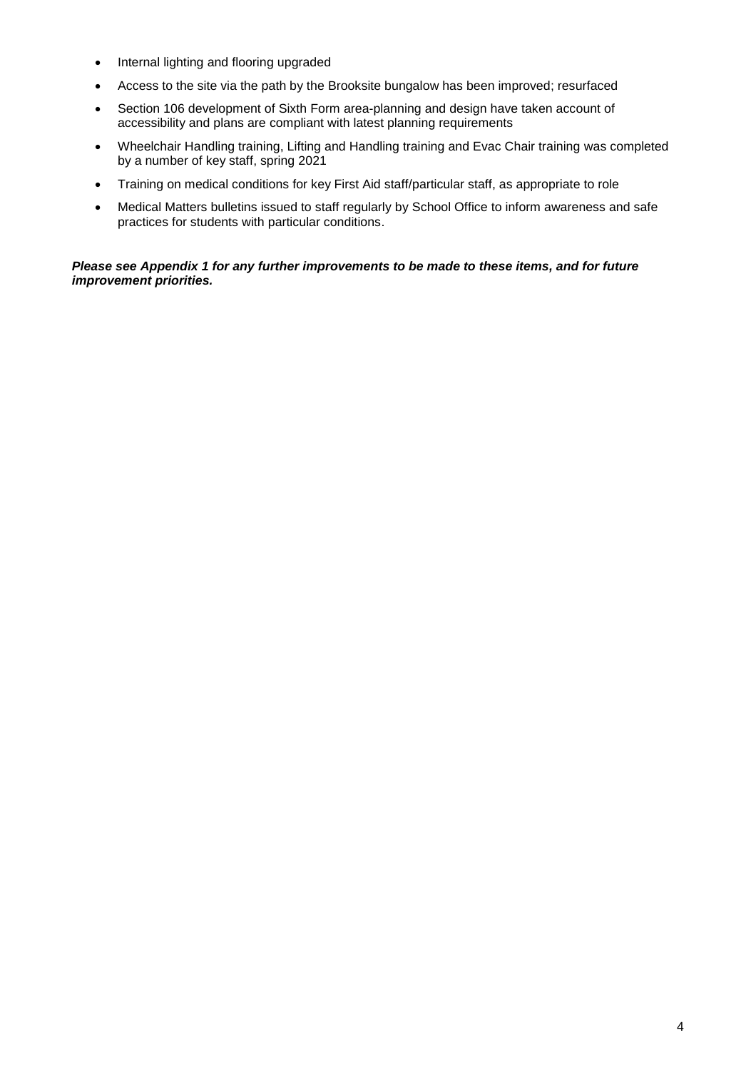- Internal lighting and flooring upgraded
- Access to the site via the path by the Brooksite bungalow has been improved; resurfaced
- Section 106 development of Sixth Form area-planning and design have taken account of accessibility and plans are compliant with latest planning requirements
- Wheelchair Handling training, Lifting and Handling training and Evac Chair training was completed by a number of key staff, spring 2021
- Training on medical conditions for key First Aid staff/particular staff, as appropriate to role
- Medical Matters bulletins issued to staff regularly by School Office to inform awareness and safe practices for students with particular conditions.

***Please see Appendix 1 for any further improvements to be made to these items, and for future improvement priorities.***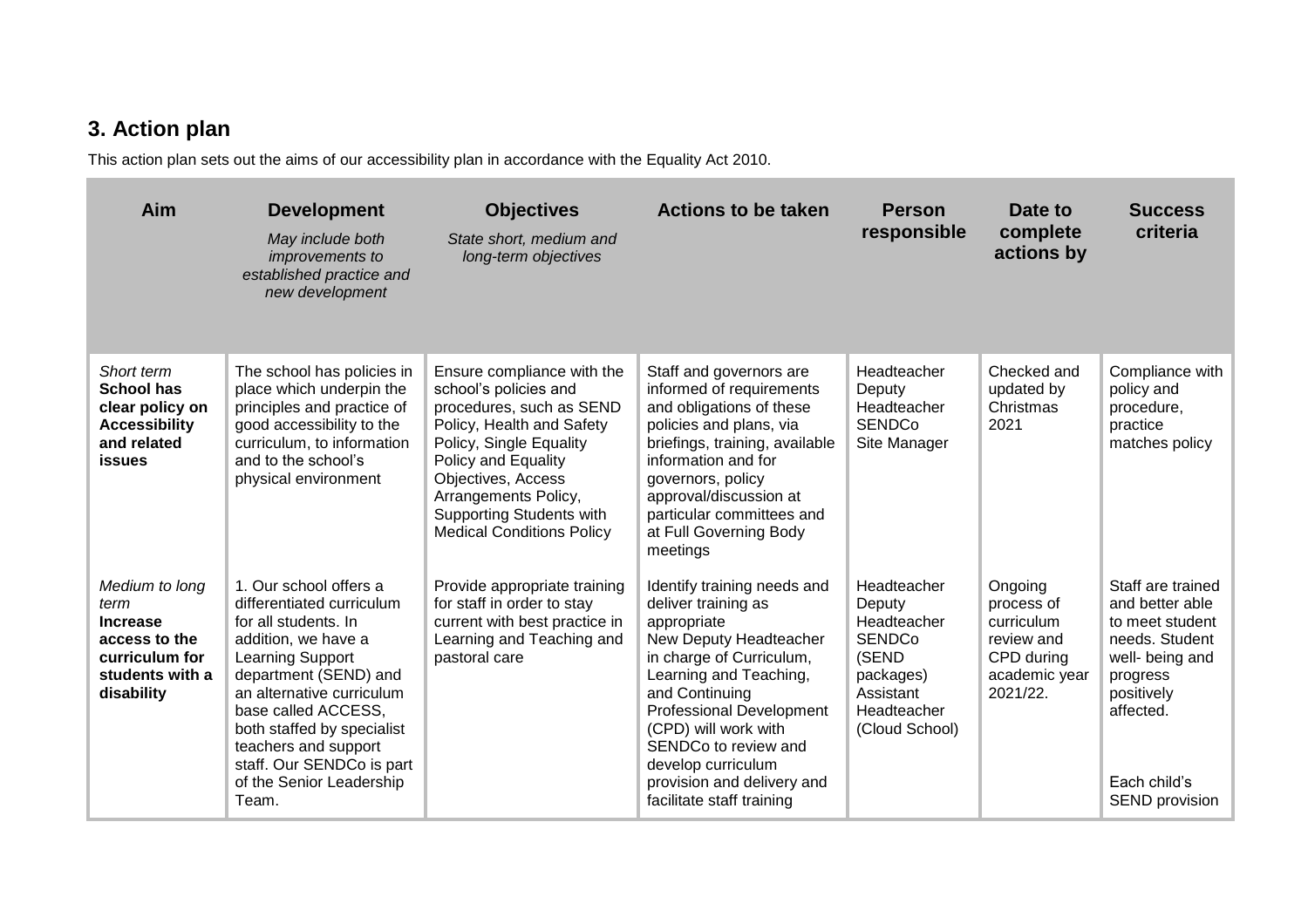## 3. Action plan

This action plan sets out the aims of our accessibility plan in accordance with the Equality Act 2010.

| Aim | Development *May include both improvements to established practice and new development* | Objectives *State short, medium and long-term objectives* | Actions to be taken | Person responsible | Date to complete actions by | Success criteria |
|---|---|---|---|---|---|---|
| *Short term* **School has clear policy on Accessibility and related issues** | The school has policies in place which underpin the principles and practice of good accessibility to the curriculum, to information and to the school's physical environment | Ensure compliance with the school's policies and procedures, such as SEND Policy, Health and Safety Policy, Single Equality Policy and Equality Objectives, Access Arrangements Policy, Supporting Students with Medical Conditions Policy | Staff and governors are informed of requirements and obligations of these policies and plans, via briefings, training, available information and for governors, policy approval/discussion at particular committees and at Full Governing Body meetings | Headteacher Deputy Headteacher SENDCo Site Manager | Checked and updated by Christmas 2021 | Compliance with policy and procedure, practice matches policy |
| *Medium to long term* **Increase access to the curriculum for students with a disability** | 1. Our school offers a differentiated curriculum for all students. In addition, we have a Learning Support department (SEND) and an alternative curriculum base called ACCESS, both staffed by specialist teachers and support staff. Our SENDCo is part of the Senior Leadership Team. | Provide appropriate training for staff in order to stay current with best practice in Learning and Teaching and pastoral care | Identify training needs and deliver training as appropriate New Deputy Headteacher in charge of Curriculum, Learning and Teaching, and Continuing Professional Development (CPD) will work with SENDCo to review and develop curriculum provision and delivery and facilitate staff training | Headteacher Deputy Headteacher SENDCo (SEND packages) Assistant Headteacher (Cloud School) | Ongoing process of curriculum review and CPD during academic year 2021/22. | Staff are trained and better able to meet student needs. Student well- being and progress positively affected. Each child's SEND provision |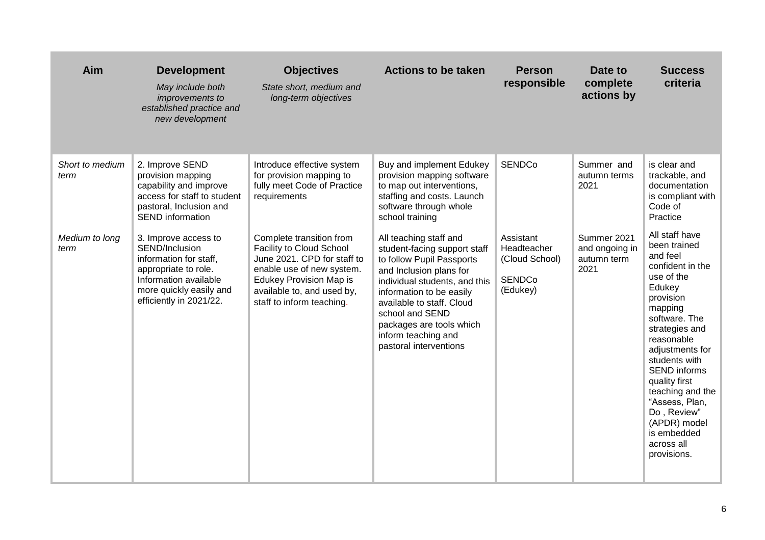| Aim | Development<br>*May include both improvements to established practice and new development* | Objectives<br>*State short, medium and long-term objectives* | Actions to be taken | Person responsible | Date to complete actions by | Success criteria |
|---|---|---|---|---|---|---|
| *Short to medium term* | 2. Improve SEND provision mapping capability and improve access for staff to student pastoral, Inclusion and SEND information | Introduce effective system for provision mapping to fully meet Code of Practice requirements | Buy and implement Edukey provision mapping software to map out interventions, staffing and costs. Launch software through whole school training | SENDCo | Summer and autumn terms 2021 | is clear and trackable, and documentation is compliant with Code of Practice |
| *Medium to long term* | 3. Improve access to SEND/Inclusion information for staff, appropriate to role. Information available more quickly easily and efficiently in 2021/22. | Complete transition from Facility to Cloud School June 2021. CPD for staff to enable use of new system. Edukey Provision Map is available to, and used by, staff to inform teaching. | All teaching staff and student-facing support staff to follow Pupil Passports and Inclusion plans for individual students, and this information to be easily available to staff. Cloud school and SEND packages are tools which inform teaching and pastoral interventions | Assistant Headteacher (Cloud School)<br><br>SENDCo (Edukey) | Summer 2021 and ongoing in autumn term 2021 | All staff have been trained and feel confident in the use of the Edukey provision mapping software. The strategies and reasonable adjustments for students with SEND informs quality first teaching and the "Assess, Plan, Do , Review" (APDR) model is embedded across all provisions. |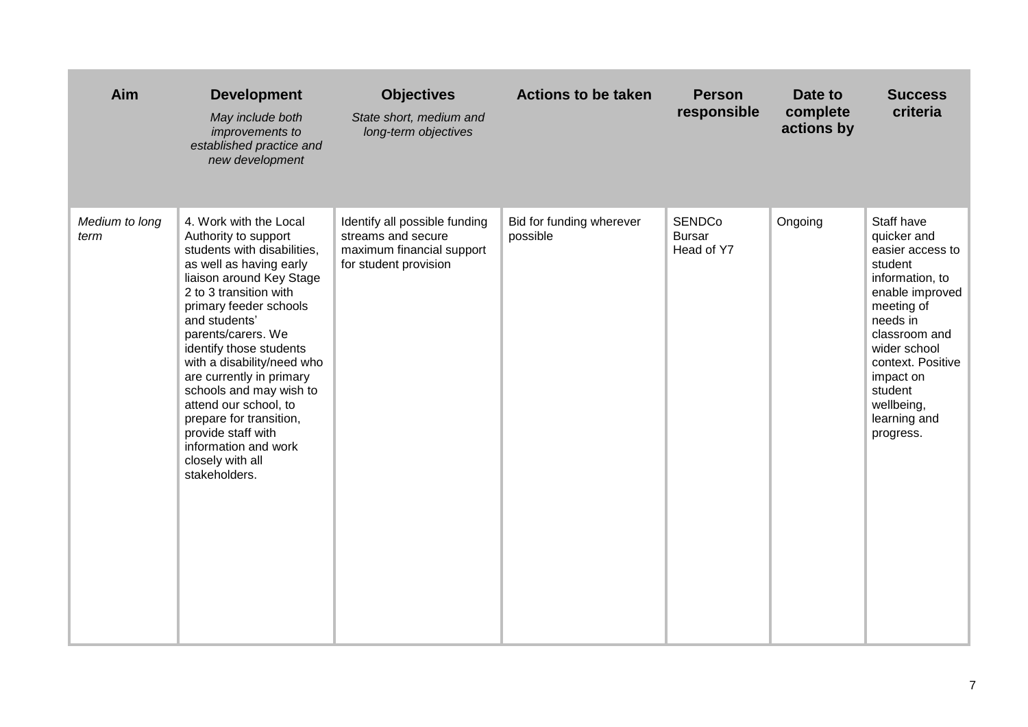| Aim | Development<br>*May include both improvements to established practice and new development* | Objectives<br>*State short, medium and long-term objectives* | Actions to be taken | Person responsible | Date to complete actions by | Success criteria |
|---|---|---|---|---|---|---|
| *Medium to long term* | 4. Work with the Local Authority to support students with disabilities, as well as having early liaison around Key Stage 2 to 3 transition with primary feeder schools and students' parents/carers. We identify those students with a disability/need who are currently in primary schools and may wish to attend our school, to prepare for transition, provide staff with information and work closely with all stakeholders. | Identify all possible funding streams and secure maximum financial support for student provision | Bid for funding wherever possible | SENDCo<br>Bursar<br>Head of Y7 | Ongoing | Staff have quicker and easier access to student information, to enable improved meeting of needs in classroom and wider school context. Positive impact on student wellbeing, learning and progress. |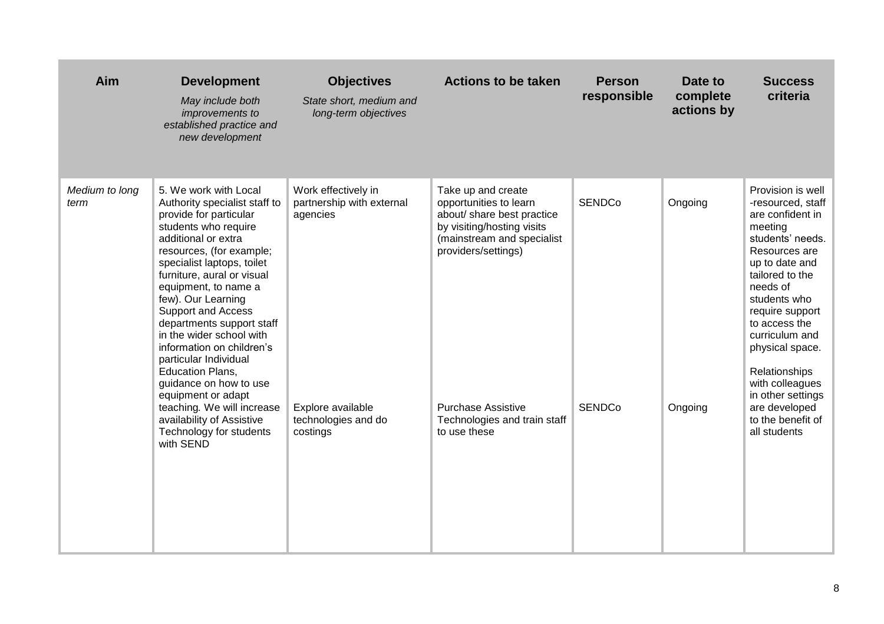| Aim | Development *May include both improvements to established practice and new development* | Objectives *State short, medium and long-term objectives* | Actions to be taken | Person responsible | Date to complete actions by | Success criteria |
|---|---|---|---|---|---|---|
| *Medium to long term* | 5. We work with Local Authority specialist staff to provide for particular students who require additional or extra resources, (for example; specialist laptops, toilet furniture, aural or visual equipment, to name a few). Our Learning Support and Access departments support staff in the wider school with information on children's particular Individual Education Plans, guidance on how to use equipment or adapt teaching. We will increase availability of Assistive Technology for students with SEND | Work effectively in partnership with external agencies | Take up and create opportunities to learn about/ share best practice by visiting/hosting visits (mainstream and specialist providers/settings) | SENDCo | Ongoing | Provision is well -resourced, staff are confident in meeting students' needs. Resources are up to date and tailored to the needs of students who require support to access the curriculum and physical space. Relationships with colleagues in other settings are developed to the benefit of all students |
| | | Explore available technologies and do costings | Purchase Assistive Technologies and train staff to use these | SENDCo | Ongoing | |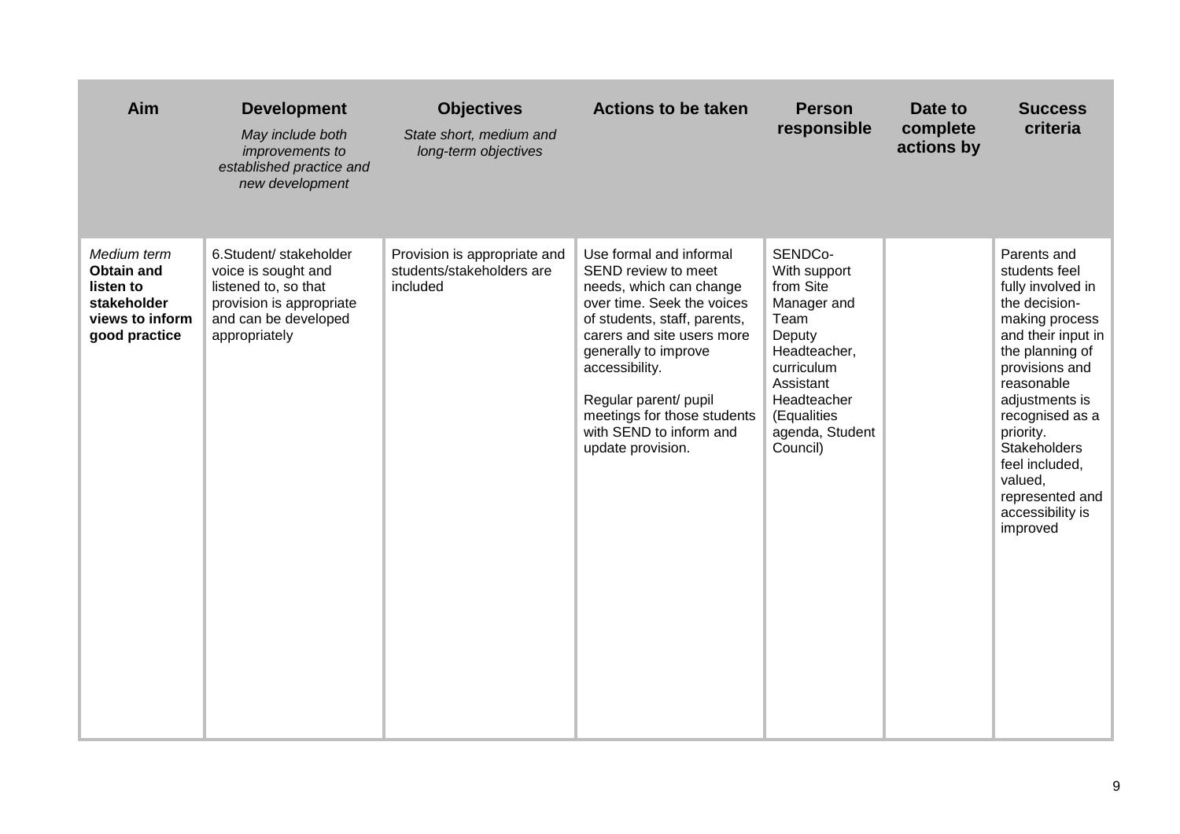| Aim | Development<br>*May include both improvements to established practice and new development* | Objectives<br>*State short, medium and long-term objectives* | Actions to be taken | Person responsible | Date to complete actions by | Success criteria |
|---|---|---|---|---|---|---|
| *Medium term*<br>**Obtain and listen to stakeholder views to inform good practice** | 6.Student/ stakeholder voice is sought and listened to, so that provision is appropriate and can be developed appropriately | Provision is appropriate and students/stakeholders are included | Use formal and informal SEND review to meet needs, which can change over time. Seek the voices of students, staff, parents, carers and site users more generally to improve accessibility.<br><br>Regular parent/ pupil meetings for those students with SEND to inform and update provision. | SENDCo- With support from Site Manager and Team Deputy Headteacher, curriculum Assistant Headteacher (Equalities agenda, Student Council) | | Parents and students feel fully involved in the decision-making process and their input in the planning of provisions and reasonable adjustments is recognised as a priority. Stakeholders feel included, valued, represented and accessibility is improved |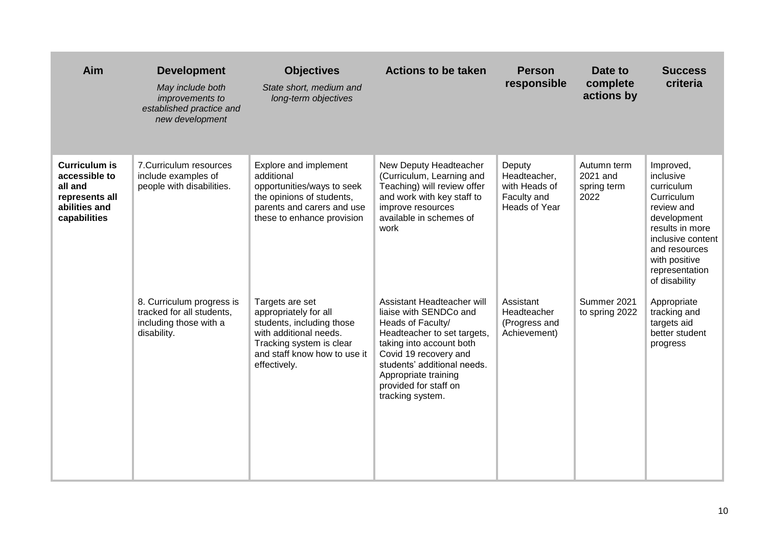| Aim | Development<br>*May include both improvements to established practice and new development* | Objectives<br>*State short, medium and long-term objectives* | Actions to be taken | Person responsible | Date to complete actions by | Success criteria |
|---|---|---|---|---|---|---|
| **Curriculum is accessible to all and represents all abilities and capabilities** | 7.Curriculum resources include examples of people with disabilities. | Explore and implement additional opportunities/ways to seek the opinions of students, parents and carers and use these to enhance provision | New Deputy Headteacher (Curriculum, Learning and Teaching) will review offer and work with key staff to improve resources available in schemes of work | Deputy Headteacher, with Heads of Faculty and Heads of Year | Autumn term 2021 and spring term 2022 | Improved, inclusive curriculum Curriculum review and development results in more inclusive content and resources with positive representation of disability |
| | 8. Curriculum progress is tracked for all students, including those with a disability. | Targets are set appropriately for all students, including those with additional needs. Tracking system is clear and staff know how to use it effectively. | Assistant Headteacher will liaise with SENDCo and Heads of Faculty/ Headteacher to set targets, taking into account both Covid 19 recovery and students' additional needs. Appropriate training provided for staff on tracking system. | Assistant Headteacher (Progress and Achievement) | Summer 2021 to spring 2022 | Appropriate tracking and targets aid better student progress |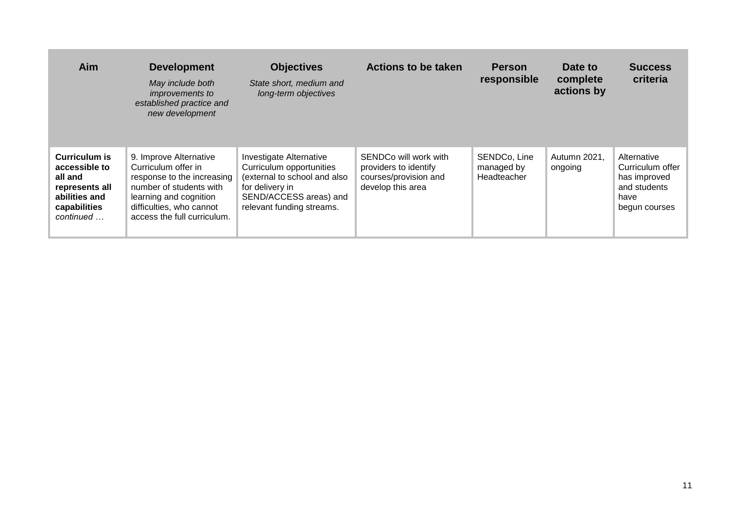| **Aim** | **Development** *May include both improvements to established practice and new development* | **Objectives** *State short, medium and long-term objectives* | **Actions to be taken** | **Person responsible** | **Date to complete actions by** | **Success criteria** |
|---|---|---|---|---|---|---|
| **Curriculum is accessible to all and represents all abilities and capabilities** *continued …* | 9. Improve Alternative Curriculum offer in response to the increasing number of students with learning and cognition difficulties, who cannot access the full curriculum. | Investigate Alternative Curriculum opportunities (external to school and also for delivery in SEND/ACCESS areas) and relevant funding streams. | SENDCo will work with providers to identify courses/provision and develop this area | SENDCo, Line managed by Headteacher | Autumn 2021, ongoing | Alternative Curriculum offer has improved and students have begun courses |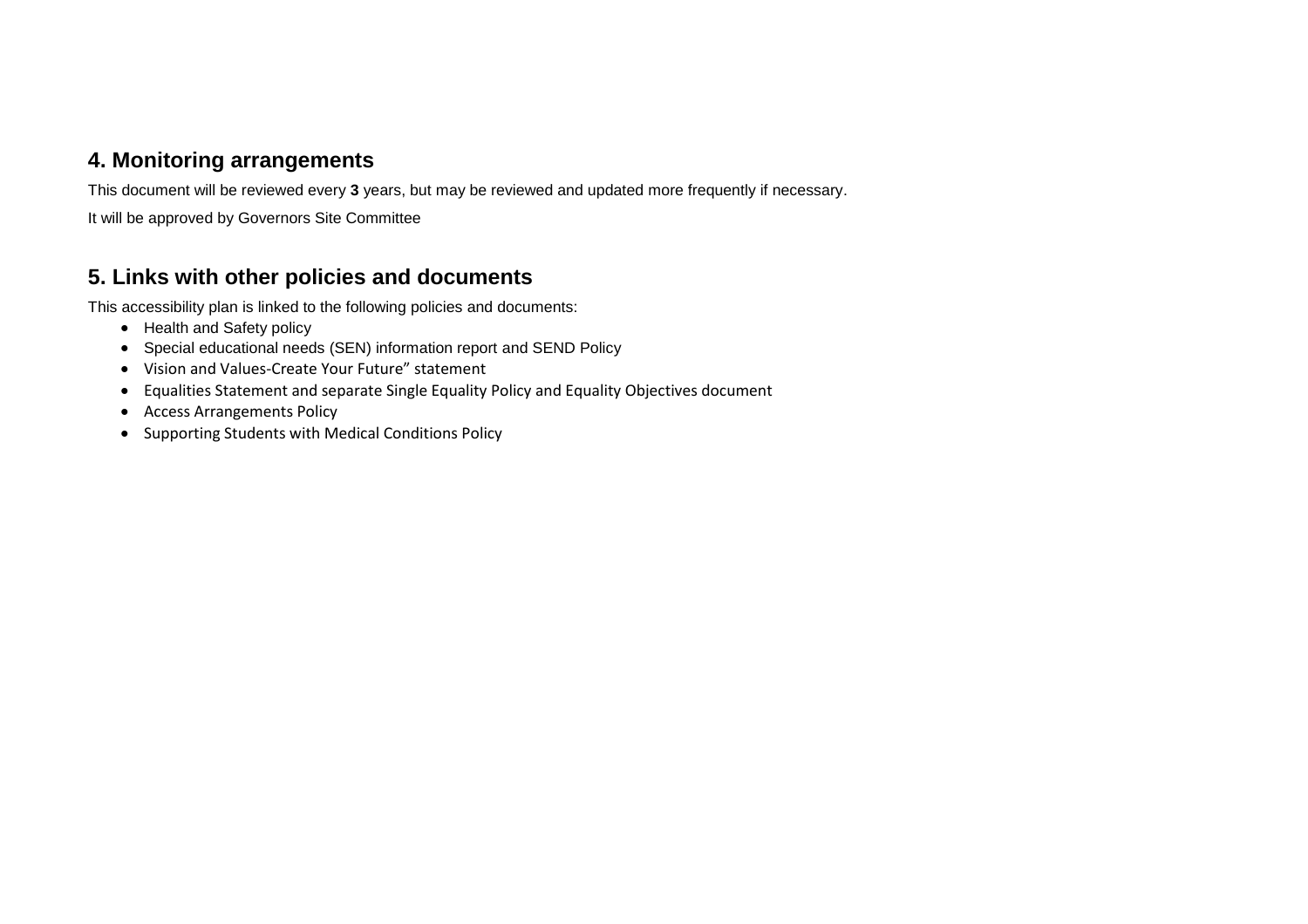## 4. Monitoring arrangements

This document will be reviewed every **3** years, but may be reviewed and updated more frequently if necessary.

It will be approved by Governors Site Committee

## 5. Links with other policies and documents

This accessibility plan is linked to the following policies and documents:

- Health and Safety policy
- Special educational needs (SEN) information report and SEND Policy
- Vision and Values-Create Your Future" statement
- Equalities Statement and separate Single Equality Policy and Equality Objectives document
- Access Arrangements Policy
- Supporting Students with Medical Conditions Policy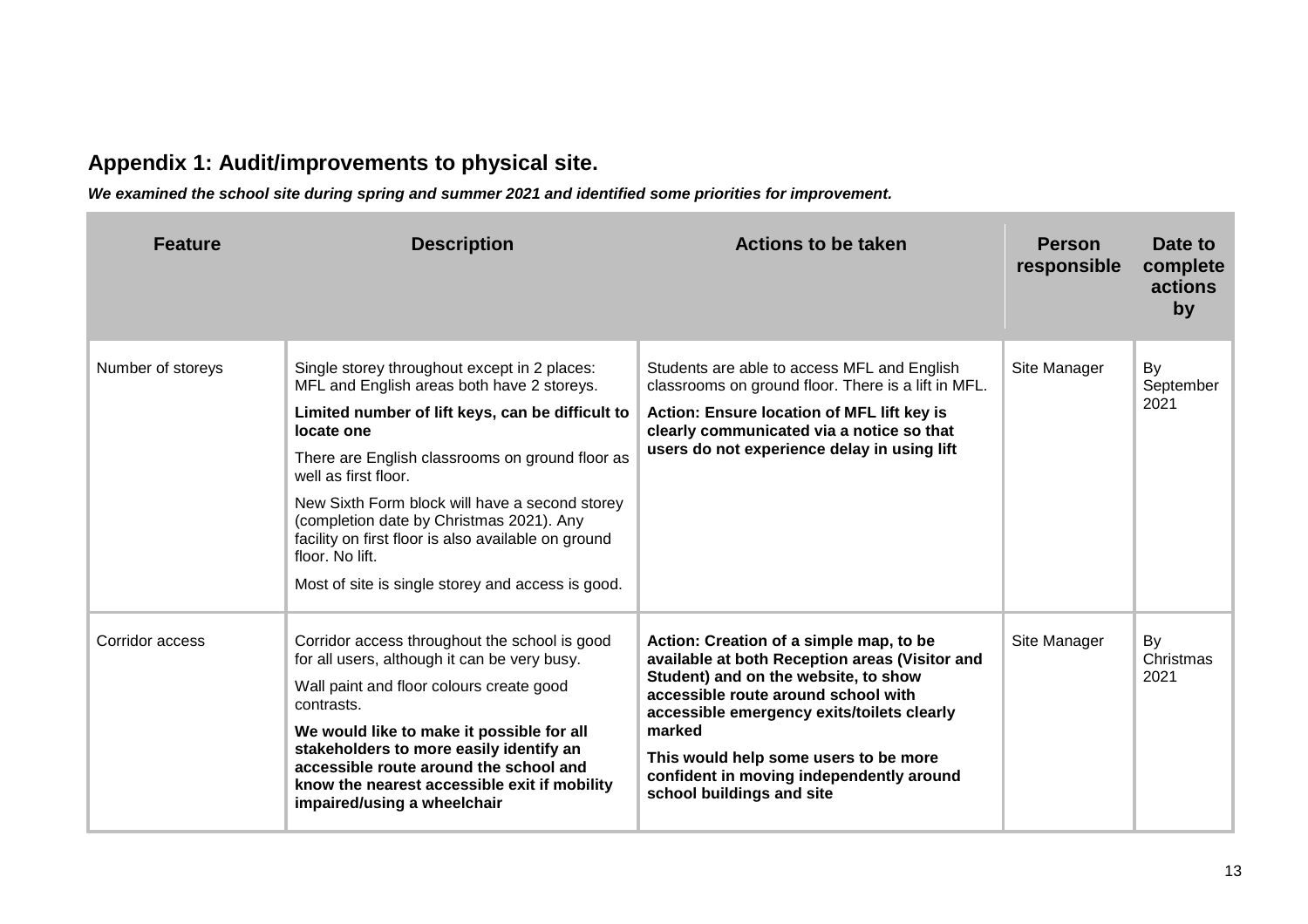## Appendix 1: Audit/improvements to physical site.

***We examined the school site during spring and summer 2021 and identified some priorities for improvement.***

| Feature | Description | Actions to be taken | Person responsible | Date to complete actions by |
|---|---|---|---|---|
| Number of storeys | Single storey throughout except in 2 places: MFL and English areas both have 2 storeys.<br>**Limited number of lift keys, can be difficult to locate one**<br>There are English classrooms on ground floor as well as first floor.<br>New Sixth Form block will have a second storey (completion date by Christmas 2021). Any facility on first floor is also available on ground floor. No lift.<br>Most of site is single storey and access is good. | Students are able to access MFL and English classrooms on ground floor. There is a lift in MFL.<br>**Action: Ensure location of MFL lift key is clearly communicated via a notice so that users do not experience delay in using lift** | Site Manager | By September 2021 |
| Corridor access | Corridor access throughout the school is good for all users, although it can be very busy.<br>Wall paint and floor colours create good contrasts.<br>**We would like to make it possible for all stakeholders to more easily identify an accessible route around the school and know the nearest accessible exit if mobility impaired/using a wheelchair** | **Action: Creation of a simple map, to be available at both Reception areas (Visitor and Student) and on the website, to show accessible route around school with accessible emergency exits/toilets clearly marked**<br>**This would help some users to be more confident in moving independently around school buildings and site** | Site Manager | By Christmas 2021 |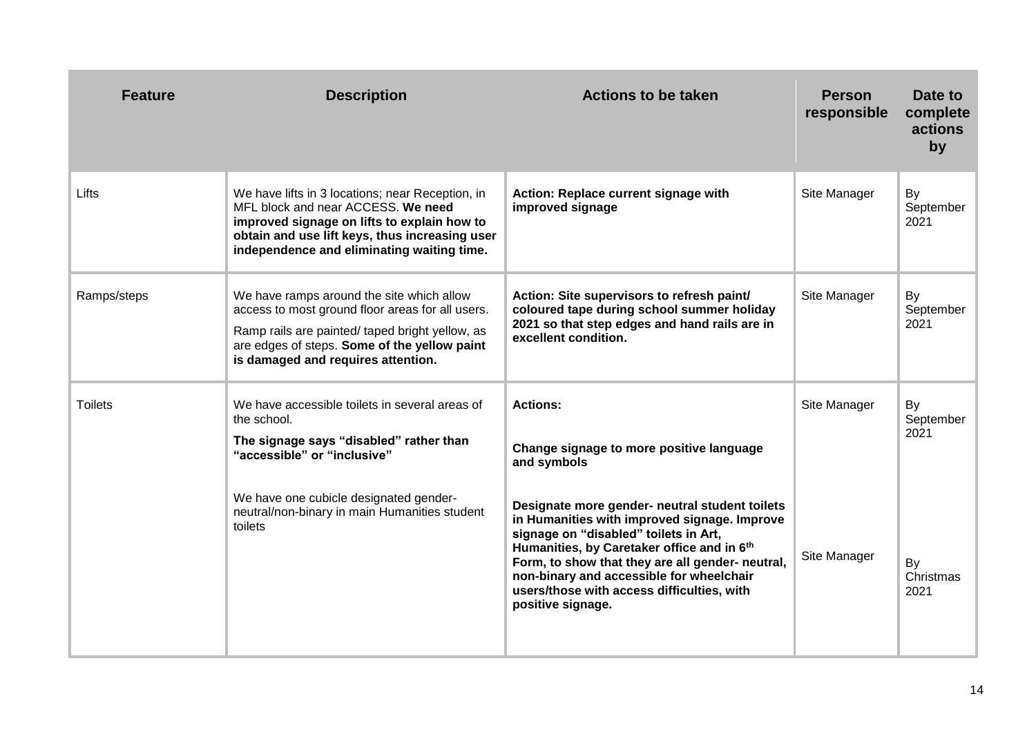| Feature | Description | Actions to be taken | Person responsible | Date to complete actions by |
|---|---|---|---|---|
| Lifts | We have lifts in 3 locations; near Reception, in MFL block and near ACCESS. **We need improved signage on lifts to explain how to obtain and use lift keys, thus increasing user independence and eliminating waiting time.** | **Action: Replace current signage with improved signage** | Site Manager | By September 2021 |
| Ramps/steps | We have ramps around the site which allow access to most ground floor areas for all users.<br><br>Ramp rails are painted/ taped bright yellow, as are edges of steps. **Some of the yellow paint is damaged and requires attention.** | **Action: Site supervisors to refresh paint/ coloured tape during school summer holiday 2021 so that step edges and hand rails are in excellent condition.** | Site Manager | By September 2021 |
| Toilets | We have accessible toilets in several areas of the school.<br><br>**The signage says "disabled" rather than "accessible" or "inclusive"**<br><br>We have one cubicle designated gender-neutral/non-binary in main Humanities student toilets | **Actions:**<br><br>**Change signage to more positive language and symbols**<br><br>**Designate more gender- neutral student toilets in Humanities with improved signage. Improve signage on "disabled" toilets in Art, Humanities, by Caretaker office and in 6th Form, to show that they are all gender- neutral, non-binary and accessible for wheelchair users/those with access difficulties, with positive signage.** | Site Manager<br><br>Site Manager | By September 2021<br><br>By Christmas 2021 |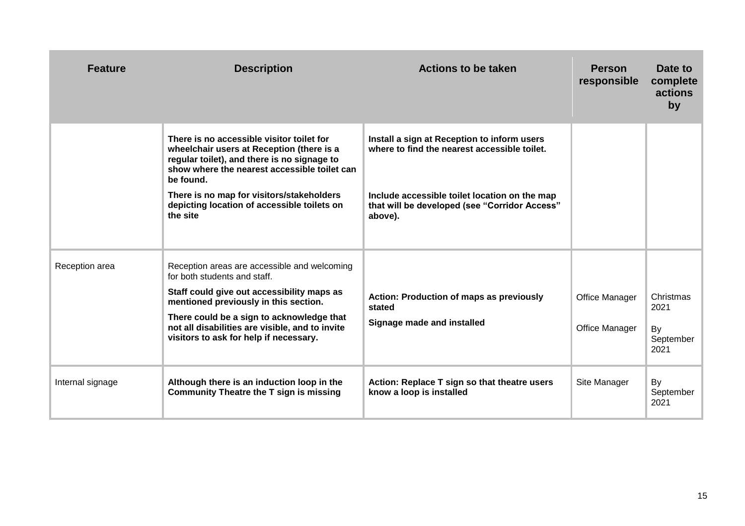| Feature | Description | Actions to be taken | Person responsible | Date to complete actions by |
|---|---|---|---|---|
| | **There is no accessible visitor toilet for wheelchair users at Reception (there is a regular toilet), and there is no signage to show where the nearest accessible toilet can be found.**<br><br>**There is no map for visitors/stakeholders depicting location of accessible toilets on the site** | **Install a sign at Reception to inform users where to find the nearest accessible toilet.**<br><br>**Include accessible toilet location on the map that will be developed (see "Corridor Access" above).** | | |
| Reception area | Reception areas are accessible and welcoming for both students and staff.<br><br>**Staff could give out accessibility maps as mentioned previously in this section.**<br><br>**There could be a sign to acknowledge that not all disabilities are visible, and to invite visitors to ask for help if necessary.** | **Action: Production of maps as previously stated**<br><br>**Signage made and installed** | Office Manager<br><br>Office Manager | Christmas 2021<br><br>By September 2021 |
| Internal signage | **Although there is an induction loop in the Community Theatre the T sign is missing** | **Action: Replace T sign so that theatre users know a loop is installed** | Site Manager | By September 2021 |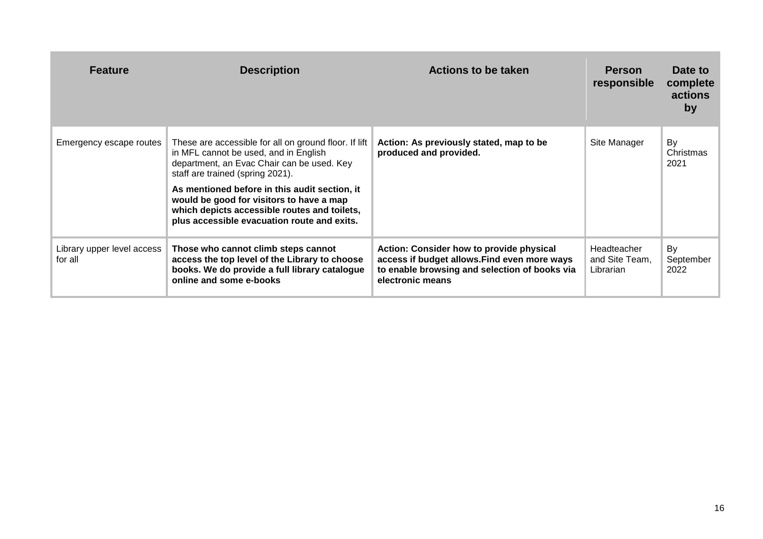| Feature | Description | Actions to be taken | Person responsible | Date to complete actions by |
|---|---|---|---|---|
| Emergency escape routes | These are accessible for all on ground floor. If lift in MFL cannot be used, and in English department, an Evac Chair can be used. Key staff are trained (spring 2021). **As mentioned before in this audit section, it would be good for visitors to have a map which depicts accessible routes and toilets, plus accessible evacuation route and exits.** | **Action: As previously stated, map to be produced and provided.** | Site Manager | By Christmas 2021 |
| Library upper level access for all | **Those who cannot climb steps cannot access the top level of the Library to choose books. We do provide a full library catalogue online and some e-books** | **Action: Consider how to provide physical access if budget allows.Find even more ways to enable browsing and selection of books via electronic means** | Headteacher and Site Team, Librarian | By September 2022 |